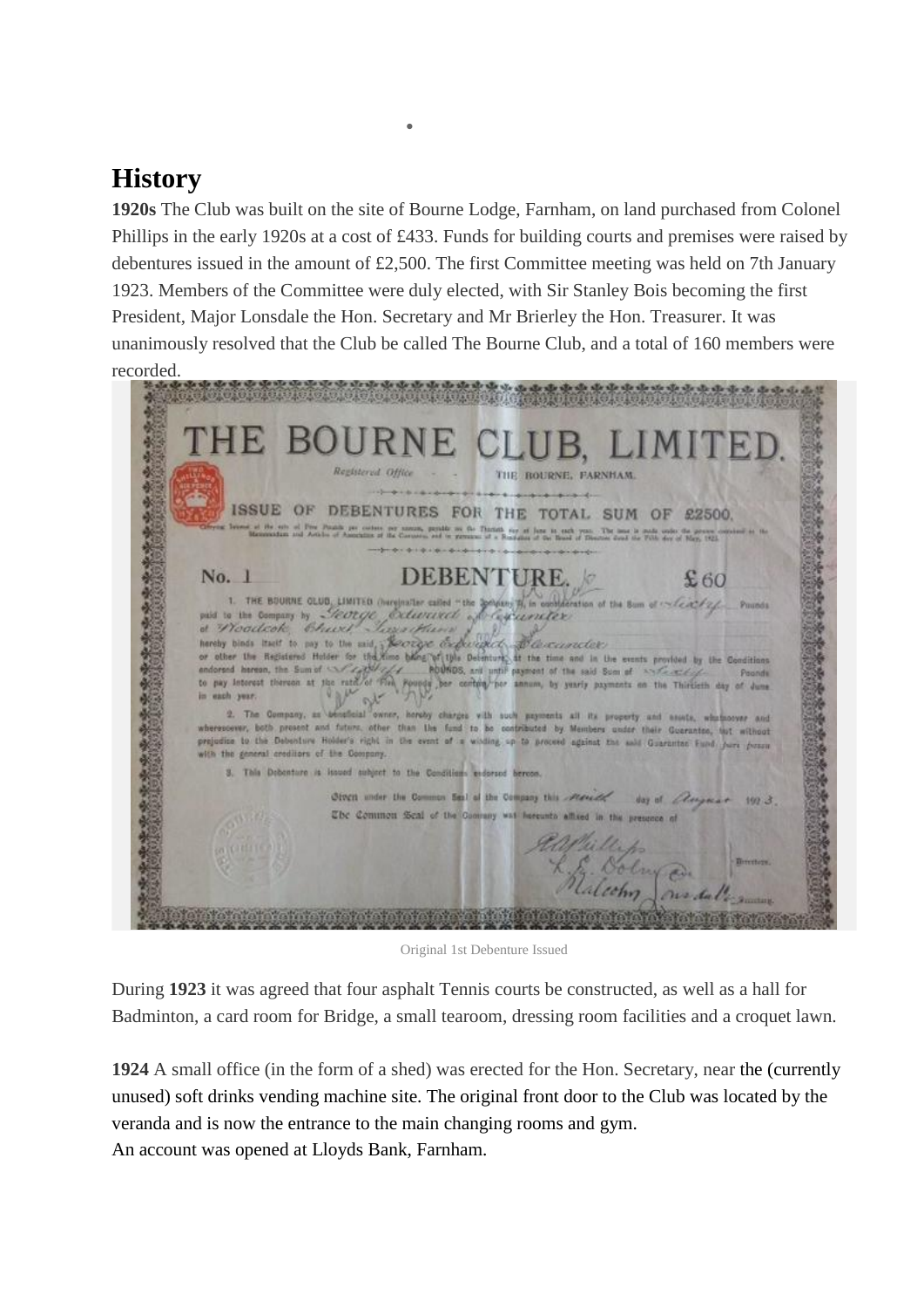## History

**1920s** The Club was built on the site of Bourne Lodge, Farnham, on land purchased from Colonel Phillips in the early 1920s at a cost of £433. Funds for building courts and premises were raised by debentures issued in the amount of £2,500. The first Committee meeting was held on 7th January 1923. Members of the Committee were duly elected, with Sir Stanley Bois becoming the first President, Major Lonsdale the Hon. Secretary and Mr Brierley the Hon. Treasurer. It was unanimously resolved that the Club be called The Bourne Club, and a total of 160 members were recorded.

Original 1st Debenture Issued

During **1923** it was agreed that four asphalt Tennis courts be constructed, as well as a hall for Badminton, a card room for Bridge, a small tearoom, dressing room facilities and a croquet lawn.

**1924** A small office (in the form of a shed) was erected for the Hon. Secretary, near the (currently unused) soft drinks vending machine site. The original front door to the Club was located by the veranda and is now the entrance to the main changing rooms and gym.
An account was opened at Lloyds Bank, Farnham.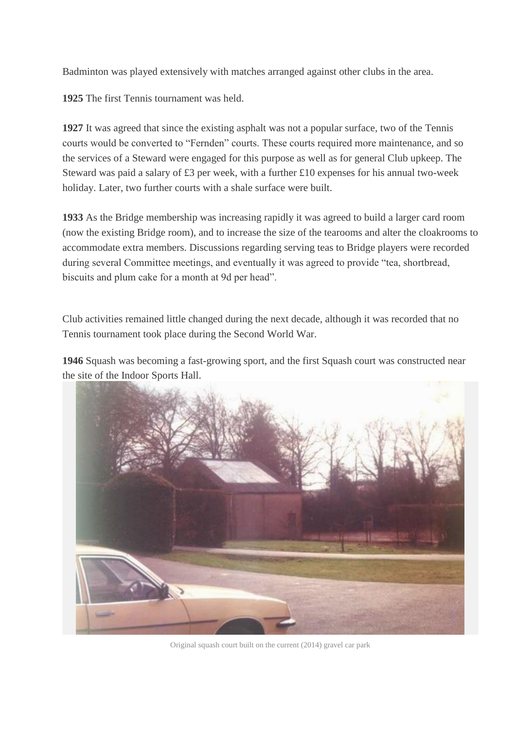Badminton was played extensively with matches arranged against other clubs in the area.

**1925** The first Tennis tournament was held.

**1927** It was agreed that since the existing asphalt was not a popular surface, two of the Tennis courts would be converted to "Fernden" courts. These courts required more maintenance, and so the services of a Steward were engaged for this purpose as well as for general Club upkeep. The Steward was paid a salary of £3 per week, with a further £10 expenses for his annual two-week holiday. Later, two further courts with a shale surface were built.

**1933** As the Bridge membership was increasing rapidly it was agreed to build a larger card room (now the existing Bridge room), and to increase the size of the tearooms and alter the cloakrooms to accommodate extra members. Discussions regarding serving teas to Bridge players were recorded during several Committee meetings, and eventually it was agreed to provide "tea, shortbread, biscuits and plum cake for a month at 9d per head".

Club activities remained little changed during the next decade, although it was recorded that no Tennis tournament took place during the Second World War.

**1946** Squash was becoming a fast-growing sport, and the first Squash court was constructed near the site of the Indoor Sports Hall.

Original squash court built on the current (2014) gravel car park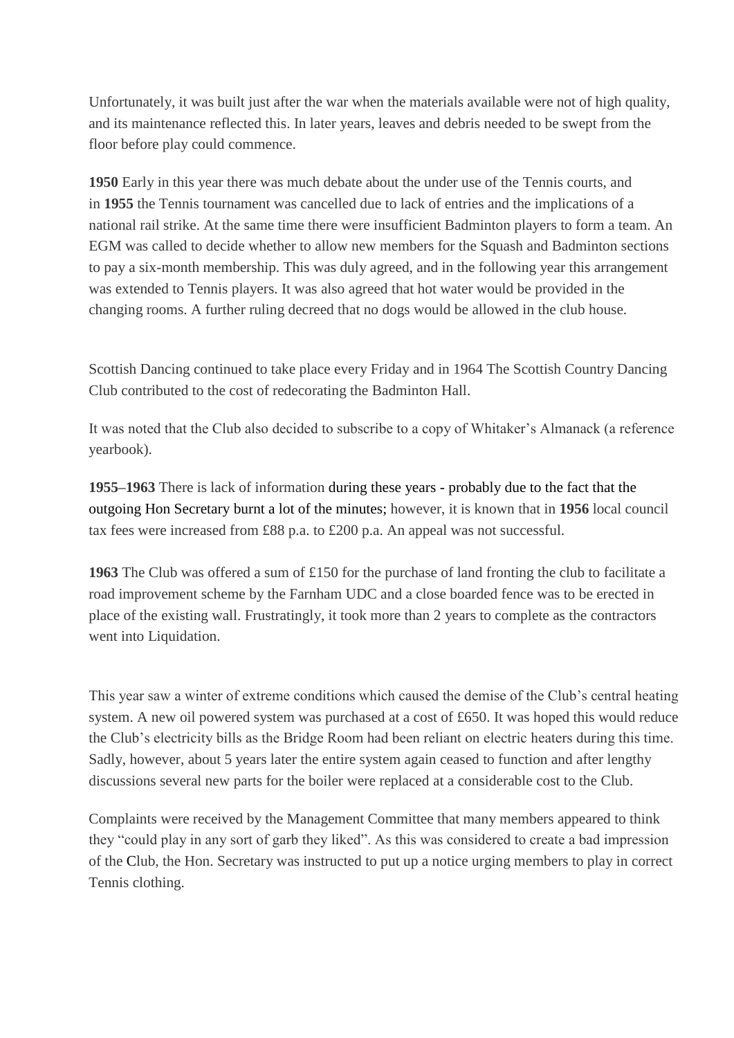Unfortunately, it was built just after the war when the materials available were not of high quality, and its maintenance reflected this. In later years, leaves and debris needed to be swept from the floor before play could commence.

**1950** Early in this year there was much debate about the under use of the Tennis courts, and in **1955** the Tennis tournament was cancelled due to lack of entries and the implications of a national rail strike. At the same time there were insufficient Badminton players to form a team. An EGM was called to decide whether to allow new members for the Squash and Badminton sections to pay a six-month membership. This was duly agreed, and in the following year this arrangement was extended to Tennis players. It was also agreed that hot water would be provided in the changing rooms. A further ruling decreed that no dogs would be allowed in the club house.

Scottish Dancing continued to take place every Friday and in 1964 The Scottish Country Dancing Club contributed to the cost of redecorating the Badminton Hall.

It was noted that the Club also decided to subscribe to a copy of Whitaker's Almanack (a reference yearbook).

**1955–1963** There is lack of information during these years - probably due to the fact that the outgoing Hon Secretary burnt a lot of the minutes; however, it is known that in **1956** local council tax fees were increased from £88 p.a. to £200 p.a. An appeal was not successful.

**1963** The Club was offered a sum of £150 for the purchase of land fronting the club to facilitate a road improvement scheme by the Farnham UDC and a close boarded fence was to be erected in place of the existing wall. Frustratingly, it took more than 2 years to complete as the contractors went into Liquidation.

This year saw a winter of extreme conditions which caused the demise of the Club's central heating system. A new oil powered system was purchased at a cost of £650. It was hoped this would reduce the Club's electricity bills as the Bridge Room had been reliant on electric heaters during this time. Sadly, however, about 5 years later the entire system again ceased to function and after lengthy discussions several new parts for the boiler were replaced at a considerable cost to the Club.

Complaints were received by the Management Committee that many members appeared to think they "could play in any sort of garb they liked". As this was considered to create a bad impression of the Club, the Hon. Secretary was instructed to put up a notice urging members to play in correct Tennis clothing.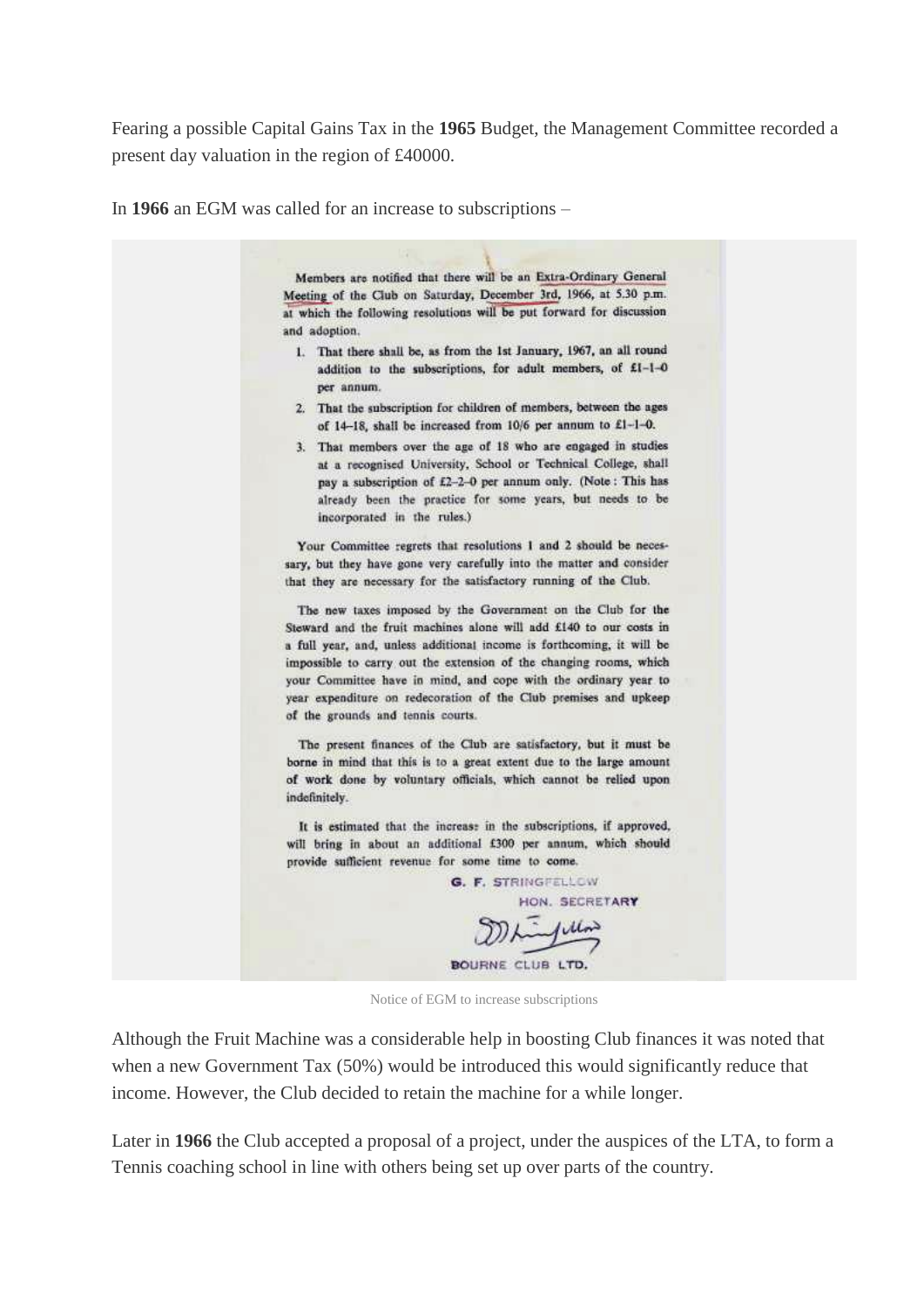Fearing a possible Capital Gains Tax in the **1965** Budget, the Management Committee recorded a present day valuation in the region of £40000.

In **1966** an EGM was called for an increase to subscriptions –

Members are notified that there will be an Extra-Ordinary General Meeting of the Club on Saturday, December 3rd, 1966, at 5.30 p.m. at which the following resolutions will be put forward for discussion and adoption.

1. That there shall be, as from the 1st January, 1967, an all round addition to the subscriptions, for adult members, of £1-1-0 per annum.
2. That the subscription for children of members, between the ages of 14–18, shall be increased from 10/6 per annum to £1-1-0.
3. That members over the age of 18 who are engaged in studies at a recognised University, School or Technical College, shall pay a subscription of £2-2-0 per annum only. (Note: This has already been the practice for some years, but needs to be incorporated in the rules.)

Your Committee regrets that resolutions 1 and 2 should be necessary, but they have gone very carefully into the matter and consider that they are necessary for the satisfactory running of the Club.

The new taxes imposed by the Government on the Club for the Steward and the fruit machines alone will add £140 to our costs in a full year, and, unless additional income is forthcoming, it will be impossible to carry out the extension of the changing rooms, which your Committee have in mind, and cope with the ordinary year to year expenditure on redecoration of the Club premises and upkeep of the grounds and tennis courts.

The present finances of the Club are satisfactory, but it must be borne in mind that this is to a great extent due to the large amount of work done by voluntary officials, which cannot be relied upon indefinitely.

It is estimated that the increase in the subscriptions, if approved, will bring in about an additional £300 per annum, which should provide sufficient revenue for some time to come.

G. F. STRINGFELLOW
HON. SECRETARY

BOURNE CLUB LTD.

Notice of EGM to increase subscriptions

Although the Fruit Machine was a considerable help in boosting Club finances it was noted that when a new Government Tax (50%) would be introduced this would significantly reduce that income. However, the Club decided to retain the machine for a while longer.

Later in **1966** the Club accepted a proposal of a project, under the auspices of the LTA, to form a Tennis coaching school in line with others being set up over parts of the country.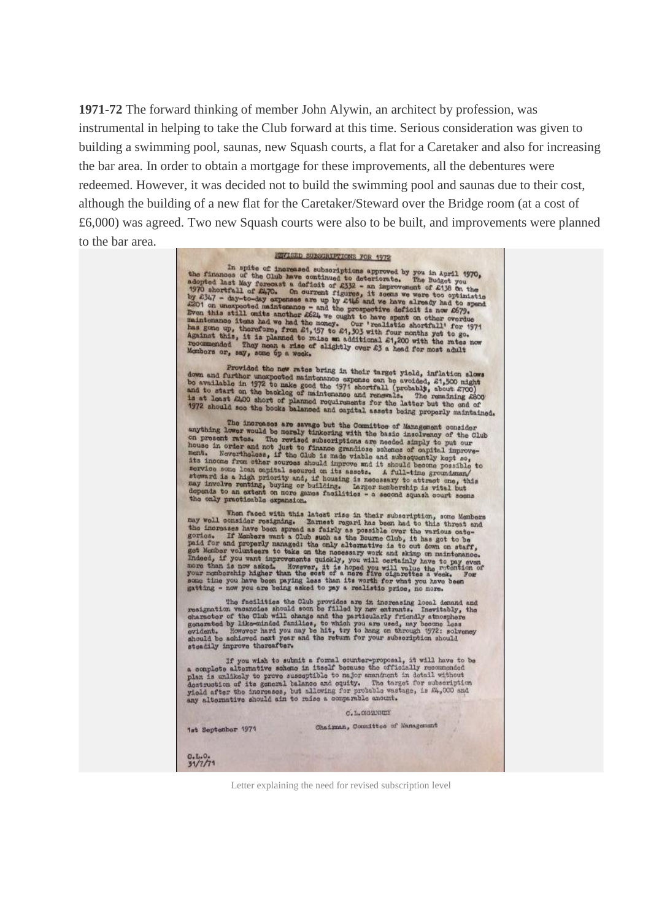**1971-72** The forward thinking of member John Alywin, an architect by profession, was instrumental in helping to take the Club forward at this time. Serious consideration was given to building a swimming pool, saunas, new Squash courts, a flat for a Caretaker and also for increasing the bar area. In order to obtain a mortgage for these improvements, all the debentures were redeemed. However, it was decided not to build the swimming pool and saunas due to their cost, although the building of a new flat for the Caretaker/Steward over the Bridge room (at a cost of £6,000) was agreed. Two new Squash courts were also to be built, and improvements were planned to the bar area.

REVISED SUBSCRIPTIONS FOR 1972

In spite of increased subscriptions approved by you in April 1970, the finances of the Club have continued to deteriorate. The Budget you adopted last May forecast a deficit of £332 - an improvement of £138 on the 1970 shortfall of £470. On current figures, it seems we were too optimistic by £347 - day-to-day expenses are up by £146 and we have already had to spend £201 on unexpected maintenance - and the prospective deficit is now £679. Even this still omits another £624 we ought to have spent on other overdue maintenance items had we had the money. Our 'realistic shortfall' for 1971 has gone up, therefore, from £1,157 to £1,303 with four months yet to go. Against this, it is planned to raise an additional £1,200 with the rates now recommended. They mean a rise of slightly over £3 a head for most adult Members or, say, some 6p a week.

Provided the new rates bring in their target yield, inflation slows down and further unexpected maintenance expense can be avoided, £1,500 might be available in 1972 to make good the 1971 shortfall (probably, about £700) and to start on the backlog of maintenance and renewals. The remaining £800 is at least £400 short of planned requirements for the latter but the end of 1972 should see the books balanced and capital assets being properly maintained.

The increases are savage but the Committee of Management consider anything lower would be merely tinkering with the basic insolvency of the Club on present rates. The revised subscriptions are needed simply to put our house in order and not just to finance grandiose schemes of capital improvement. Nevertheless, if the Club is made viable and subsequently kept so, its income from other sources should improve and it should become possible to service some loan capital secured on its assets. A full-time groundsman/steward is a high priority and, if housing is necessary to attract one, this may involve renting, buying or building. Larger membership is vital but depends to an extent on more games facilities - a second squash court seems the only practicable expansion.

When faced with this latest rise in their subscription, some Members may well consider resigning. Earnest regard has been had to this threat and the increases have been spread as fairly as possible over the various categories. If Members want a Club such as the Bourne Club, it has got to be paid for and properly managed: the only alternative is to cut down on staff, get Member volunteers to take on the necessary work and skimp on maintenance. Indeed, if you want improvements quickly, you will certainly have to pay even more than is now asked. However, it is hoped you will value the retention of your membership higher than the cost of a mere five cigarettes a week. For some time you have been paying less than its worth for what you have been getting - now you are being asked to pay a realistic price, no more.

The facilities the Club provides are in increasing local demand and resignation vacancies should soon be filled by new entrants. Inevitably, the character of the Club will change and the particularly friendly atmosphere generated by like-minded families, to which you are used, may become less evident. However hard you may be hit, try to hang on through 1972: solvency should be achieved next year and the return for your subscription should steadily improve thereafter.

If you wish to submit a formal counter-proposal, it will have to be a complete alternative scheme in itself because the officially recommended plan is unlikely to prove susceptible to major amendment in detail without destruction of its general balance and equity. The target for subscription yield after the increases, but allowing for probable wastage, is £4,000 and any alternative should aim to raise a comparable amount.

C.L. OSGUNCEY

1st September 1971 Chairman, Committee of Management

C.L.O.
31/7/71

Letter explaining the need for revised subscription level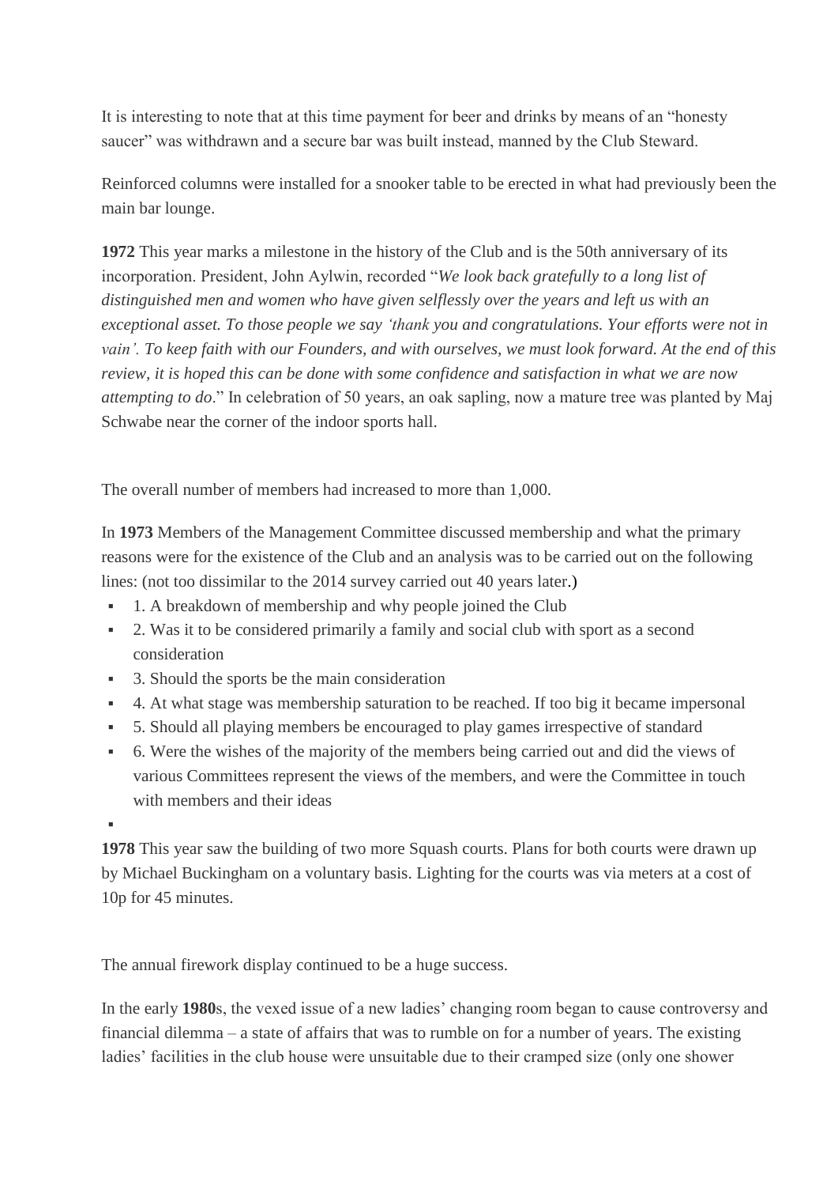It is interesting to note that at this time payment for beer and drinks by means of an "honesty saucer" was withdrawn and a secure bar was built instead, manned by the Club Steward.

Reinforced columns were installed for a snooker table to be erected in what had previously been the main bar lounge.

**1972** This year marks a milestone in the history of the Club and is the 50th anniversary of its incorporation. President, John Aylwin, recorded "*We look back gratefully to a long list of distinguished men and women who have given selflessly over the years and left us with an exceptional asset. To those people we say 'thank you and congratulations. Your efforts were not in vain'. To keep faith with our Founders, and with ourselves, we must look forward. At the end of this review, it is hoped this can be done with some confidence and satisfaction in what we are now attempting to do*." In celebration of 50 years, an oak sapling, now a mature tree was planted by Maj Schwabe near the corner of the indoor sports hall.

The overall number of members had increased to more than 1,000.

In **1973** Members of the Management Committee discussed membership and what the primary reasons were for the existence of the Club and an analysis was to be carried out on the following lines: (not too dissimilar to the 2014 survey carried out 40 years later.)

- 1. A breakdown of membership and why people joined the Club
- 2. Was it to be considered primarily a family and social club with sport as a second consideration
- 3. Should the sports be the main consideration
- 4. At what stage was membership saturation to be reached. If too big it became impersonal
- 5. Should all playing members be encouraged to play games irrespective of standard
- 6. Were the wishes of the majority of the members being carried out and did the views of various Committees represent the views of the members, and were the Committee in touch with members and their ideas

**1978** This year saw the building of two more Squash courts. Plans for both courts were drawn up by Michael Buckingham on a voluntary basis. Lighting for the courts was via meters at a cost of 10p for 45 minutes.

The annual firework display continued to be a huge success.

In the early **1980**s, the vexed issue of a new ladies' changing room began to cause controversy and financial dilemma – a state of affairs that was to rumble on for a number of years. The existing ladies' facilities in the club house were unsuitable due to their cramped size (only one shower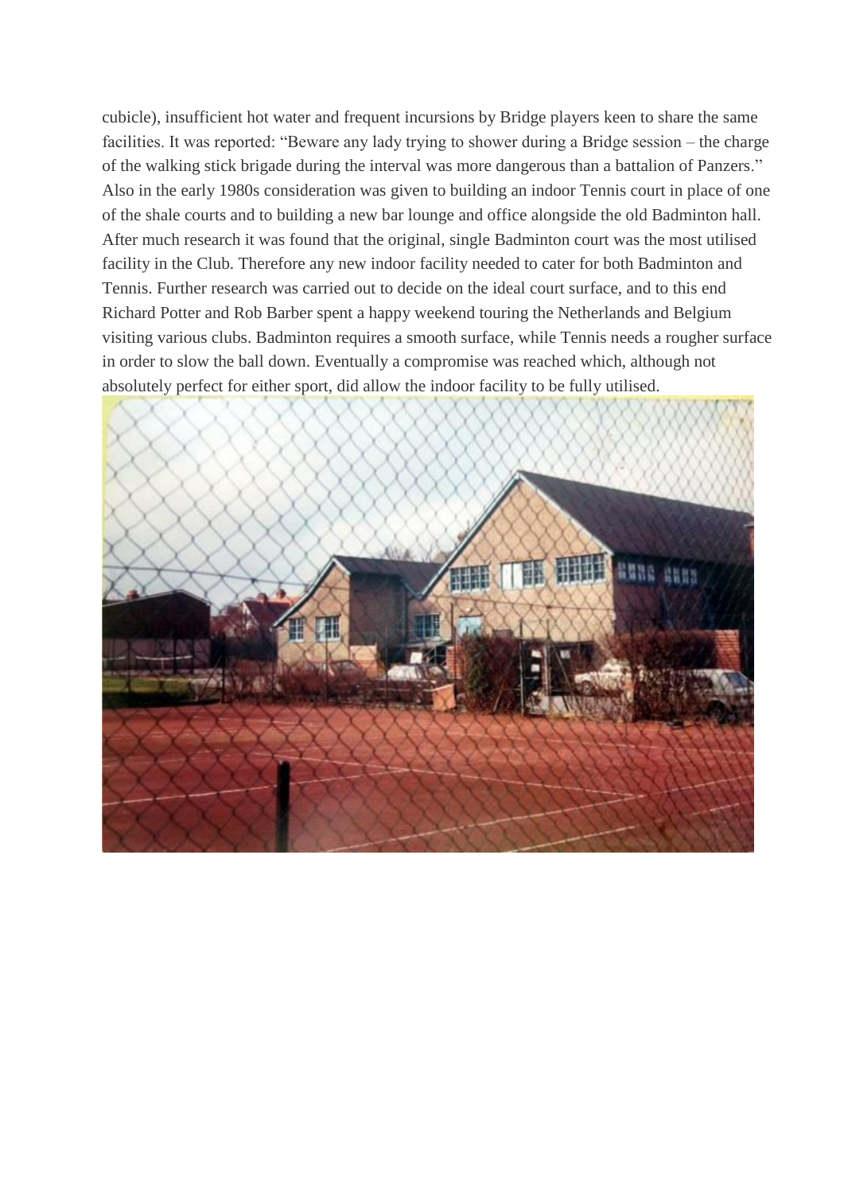cubicle), insufficient hot water and frequent incursions by Bridge players keen to share the same facilities. It was reported: "Beware any lady trying to shower during a Bridge session – the charge of the walking stick brigade during the interval was more dangerous than a battalion of Panzers." Also in the early 1980s consideration was given to building an indoor Tennis court in place of one of the shale courts and to building a new bar lounge and office alongside the old Badminton hall. After much research it was found that the original, single Badminton court was the most utilised facility in the Club. Therefore any new indoor facility needed to cater for both Badminton and Tennis. Further research was carried out to decide on the ideal court surface, and to this end Richard Potter and Rob Barber spent a happy weekend touring the Netherlands and Belgium visiting various clubs. Badminton requires a smooth surface, while Tennis needs a rougher surface in order to slow the ball down. Eventually a compromise was reached which, although not absolutely perfect for either sport, did allow the indoor facility to be fully utilised.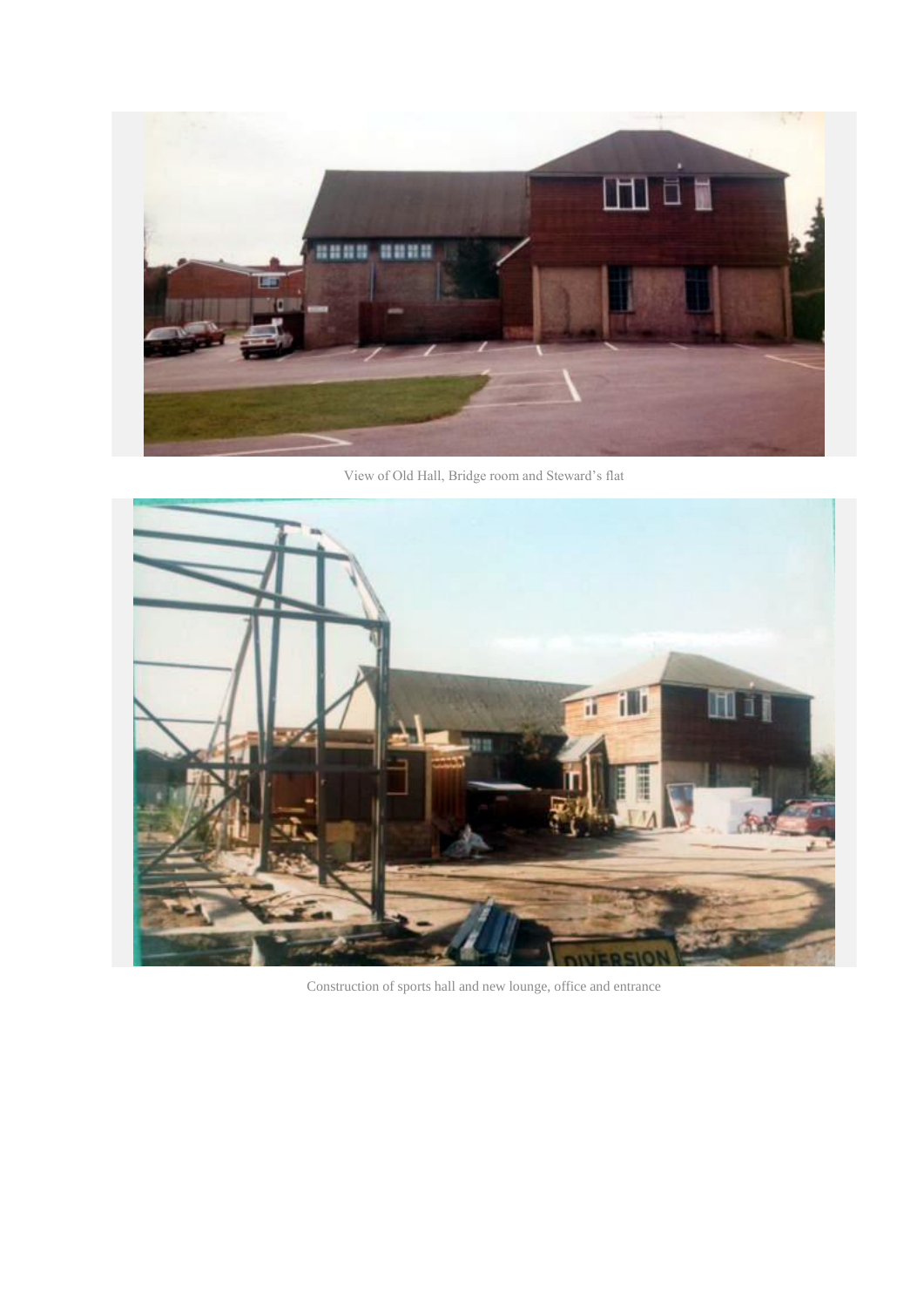View of Old Hall, Bridge room and Steward's flat

Construction of sports hall and new lounge, office and entrance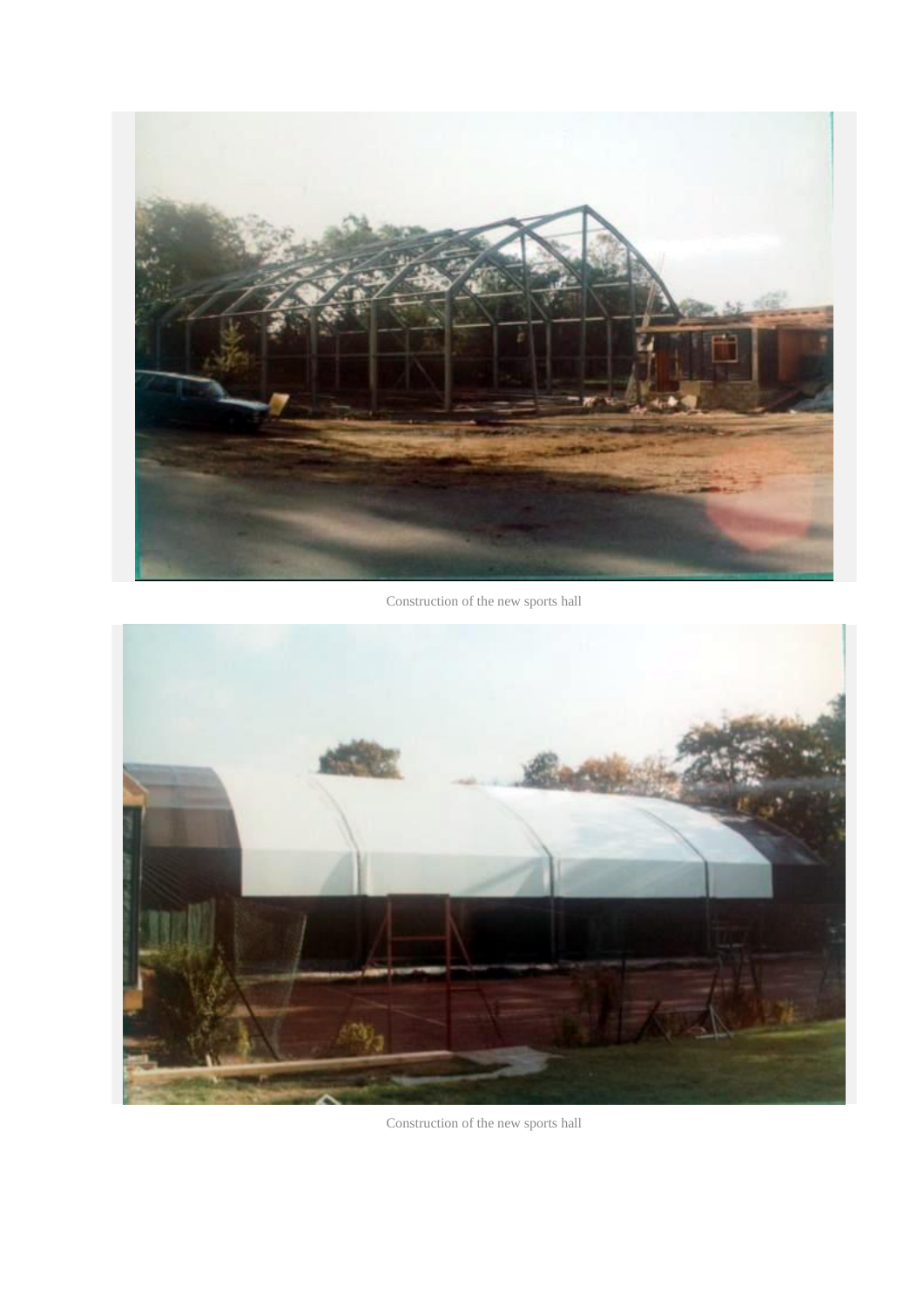Construction of the new sports hall

Construction of the new sports hall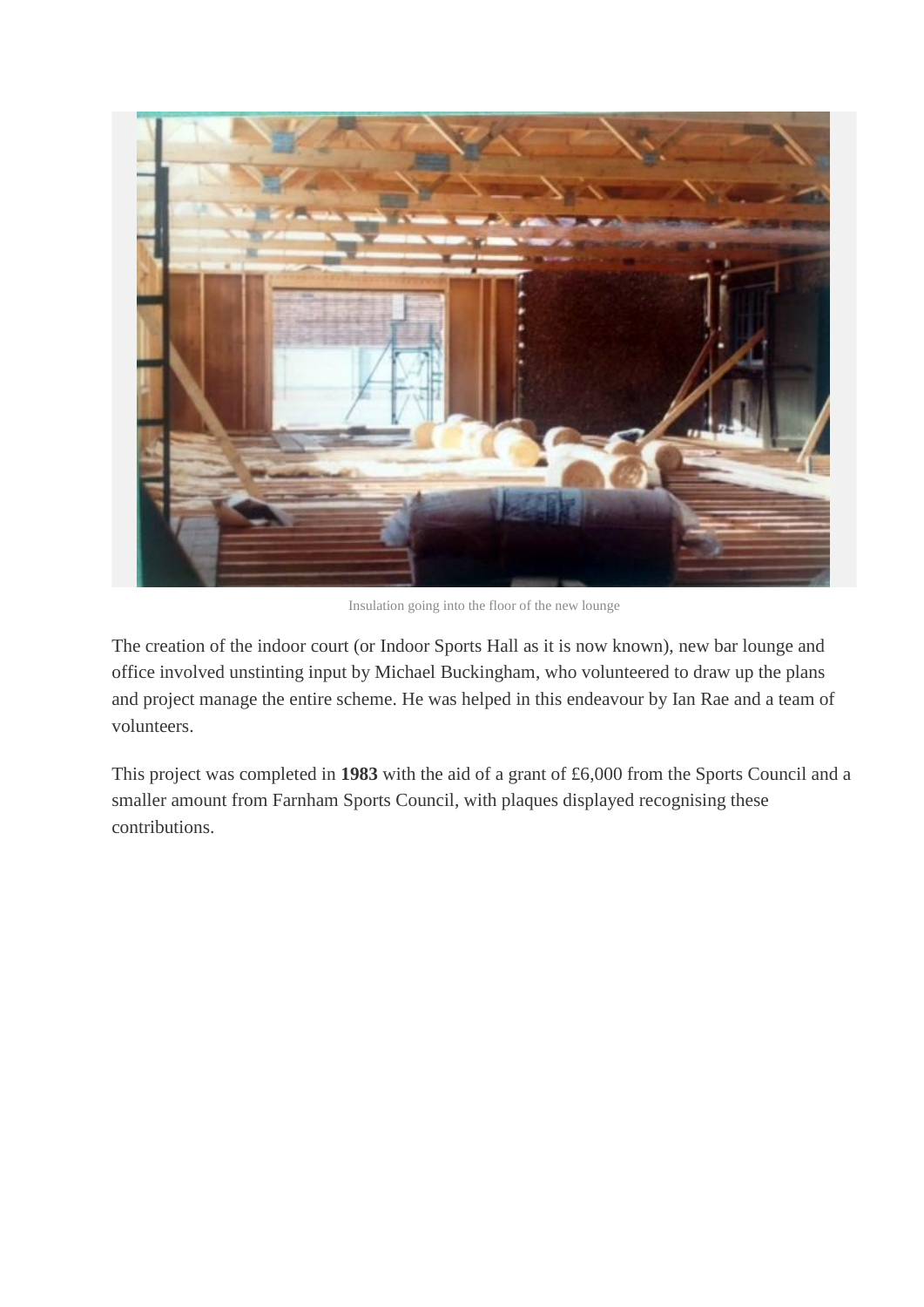Insulation going into the floor of the new lounge

The creation of the indoor court (or Indoor Sports Hall as it is now known), new bar lounge and office involved unstinting input by Michael Buckingham, who volunteered to draw up the plans and project manage the entire scheme. He was helped in this endeavour by Ian Rae and a team of volunteers.

This project was completed in **1983** with the aid of a grant of £6,000 from the Sports Council and a smaller amount from Farnham Sports Council, with plaques displayed recognising these contributions.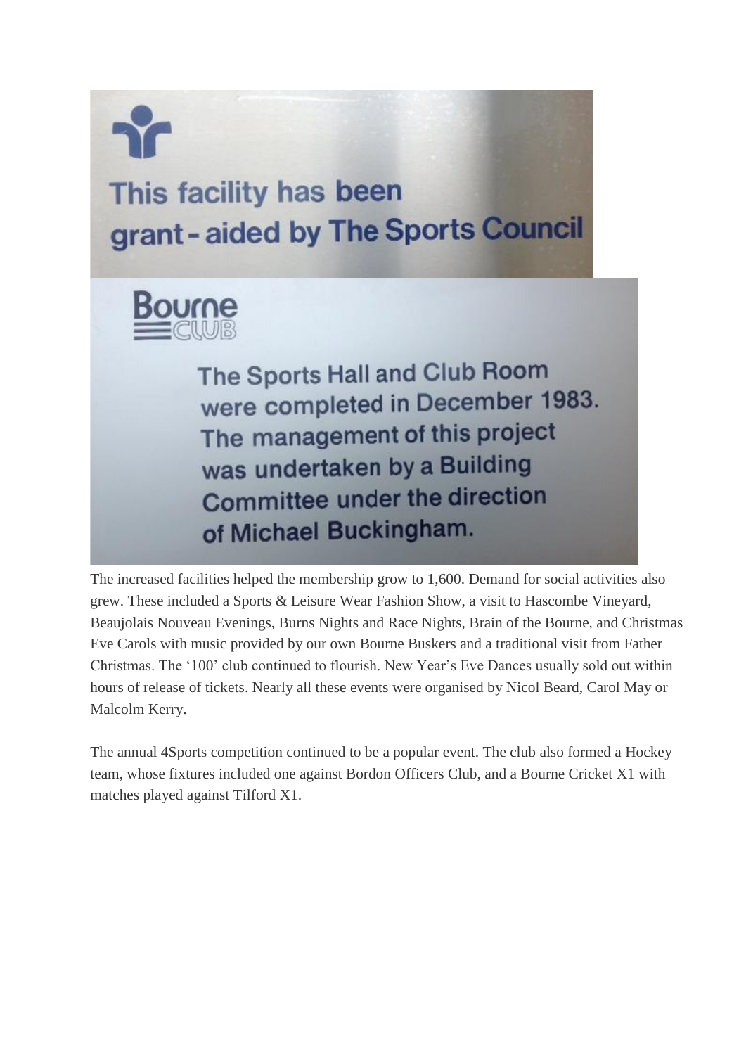This facility has been grant-aided by The Sports Council

Bourne CLUB

The Sports Hall and Club Room were completed in December 1983. The management of this project was undertaken by a Building Committee under the direction of Michael Buckingham.

The increased facilities helped the membership grow to 1,600. Demand for social activities also grew. These included a Sports & Leisure Wear Fashion Show, a visit to Hascombe Vineyard, Beaujolais Nouveau Evenings, Burns Nights and Race Nights, Brain of the Bourne, and Christmas Eve Carols with music provided by our own Bourne Buskers and a traditional visit from Father Christmas. The '100' club continued to flourish. New Year's Eve Dances usually sold out within hours of release of tickets. Nearly all these events were organised by Nicol Beard, Carol May or Malcolm Kerry.

The annual 4Sports competition continued to be a popular event. The club also formed a Hockey team, whose fixtures included one against Bordon Officers Club, and a Bourne Cricket X1 with matches played against Tilford X1.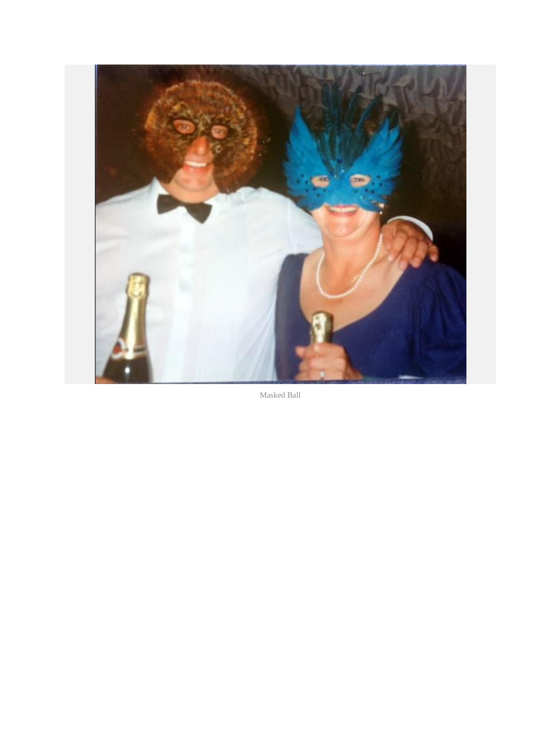Masked Ball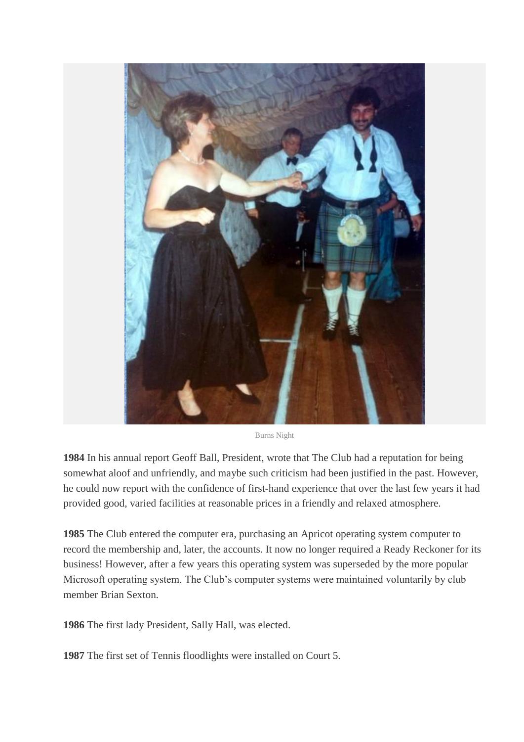Burns Night

**1984** In his annual report Geoff Ball, President, wrote that The Club had a reputation for being somewhat aloof and unfriendly, and maybe such criticism had been justified in the past. However, he could now report with the confidence of first-hand experience that over the last few years it had provided good, varied facilities at reasonable prices in a friendly and relaxed atmosphere.

**1985** The Club entered the computer era, purchasing an Apricot operating system computer to record the membership and, later, the accounts. It now no longer required a Ready Reckoner for its business! However, after a few years this operating system was superseded by the more popular Microsoft operating system. The Club's computer systems were maintained voluntarily by club member Brian Sexton.

**1986** The first lady President, Sally Hall, was elected.

**1987** The first set of Tennis floodlights were installed on Court 5.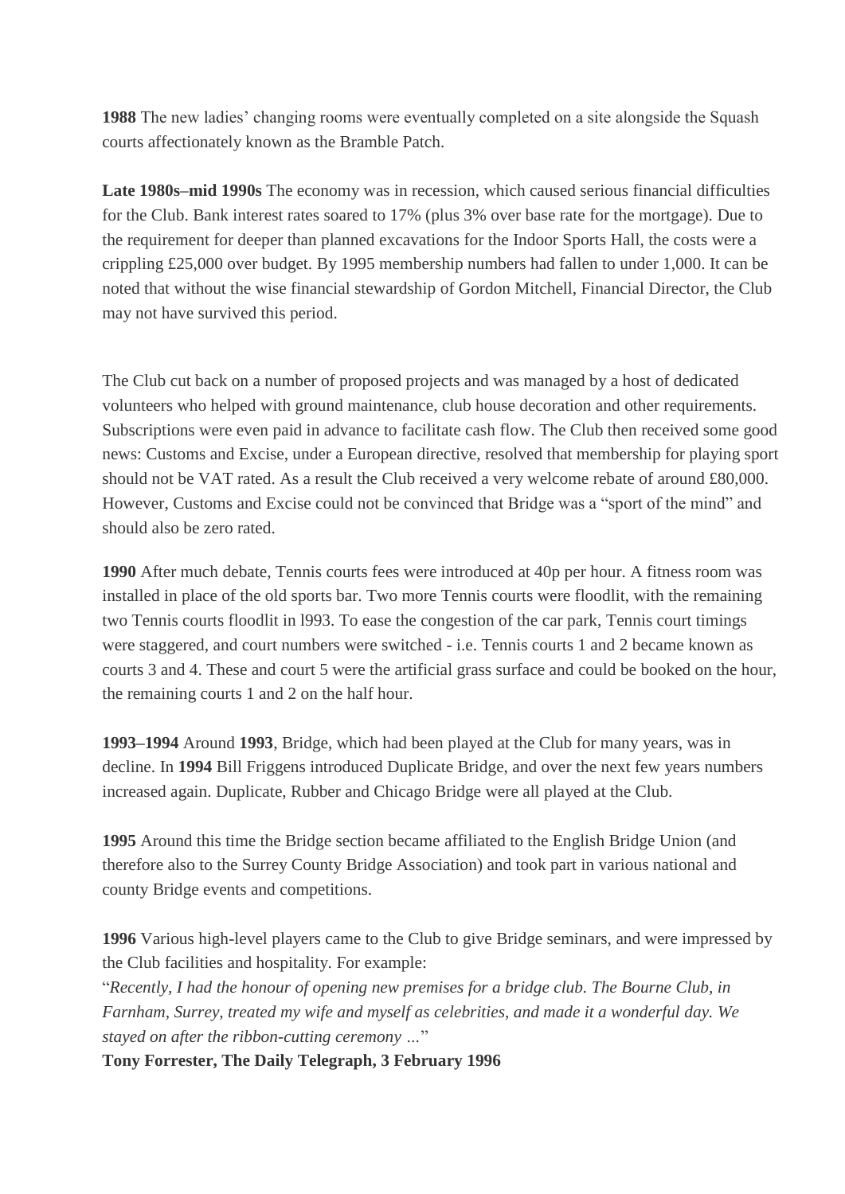**1988** The new ladies' changing rooms were eventually completed on a site alongside the Squash courts affectionately known as the Bramble Patch.

**Late 1980s–mid 1990s** The economy was in recession, which caused serious financial difficulties for the Club. Bank interest rates soared to 17% (plus 3% over base rate for the mortgage). Due to the requirement for deeper than planned excavations for the Indoor Sports Hall, the costs were a crippling £25,000 over budget. By 1995 membership numbers had fallen to under 1,000. It can be noted that without the wise financial stewardship of Gordon Mitchell, Financial Director, the Club may not have survived this period.

The Club cut back on a number of proposed projects and was managed by a host of dedicated volunteers who helped with ground maintenance, club house decoration and other requirements. Subscriptions were even paid in advance to facilitate cash flow. The Club then received some good news: Customs and Excise, under a European directive, resolved that membership for playing sport should not be VAT rated. As a result the Club received a very welcome rebate of around £80,000. However, Customs and Excise could not be convinced that Bridge was a "sport of the mind" and should also be zero rated.

**1990** After much debate, Tennis courts fees were introduced at 40p per hour. A fitness room was installed in place of the old sports bar. Two more Tennis courts were floodlit, with the remaining two Tennis courts floodlit in l993. To ease the congestion of the car park, Tennis court timings were staggered, and court numbers were switched - i.e. Tennis courts 1 and 2 became known as courts 3 and 4. These and court 5 were the artificial grass surface and could be booked on the hour, the remaining courts 1 and 2 on the half hour.

**1993–1994** Around **1993**, Bridge, which had been played at the Club for many years, was in decline. In **1994** Bill Friggens introduced Duplicate Bridge, and over the next few years numbers increased again. Duplicate, Rubber and Chicago Bridge were all played at the Club.

**1995** Around this time the Bridge section became affiliated to the English Bridge Union (and therefore also to the Surrey County Bridge Association) and took part in various national and county Bridge events and competitions.

**1996** Various high-level players came to the Club to give Bridge seminars, and were impressed by the Club facilities and hospitality. For example:
"*Recently, I had the honour of opening new premises for a bridge club. The Bourne Club, in Farnham, Surrey, treated my wife and myself as celebrities, and made it a wonderful day. We stayed on after the ribbon-cutting ceremony …*"
**Tony Forrester, The Daily Telegraph, 3 February 1996**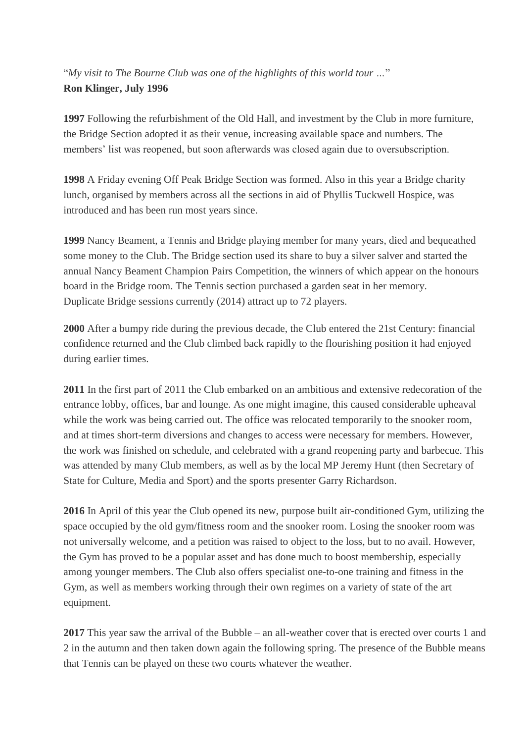"*My visit to The Bourne Club was one of the highlights of this world tour …*"
**Ron Klinger, July 1996**

**1997** Following the refurbishment of the Old Hall, and investment by the Club in more furniture, the Bridge Section adopted it as their venue, increasing available space and numbers. The members' list was reopened, but soon afterwards was closed again due to oversubscription.

**1998** A Friday evening Off Peak Bridge Section was formed. Also in this year a Bridge charity lunch, organised by members across all the sections in aid of Phyllis Tuckwell Hospice, was introduced and has been run most years since.

**1999** Nancy Beament, a Tennis and Bridge playing member for many years, died and bequeathed some money to the Club. The Bridge section used its share to buy a silver salver and started the annual Nancy Beament Champion Pairs Competition, the winners of which appear on the honours board in the Bridge room. The Tennis section purchased a garden seat in her memory.
Duplicate Bridge sessions currently (2014) attract up to 72 players.

**2000** After a bumpy ride during the previous decade, the Club entered the 21st Century: financial confidence returned and the Club climbed back rapidly to the flourishing position it had enjoyed during earlier times.

**2011** In the first part of 2011 the Club embarked on an ambitious and extensive redecoration of the entrance lobby, offices, bar and lounge. As one might imagine, this caused considerable upheaval while the work was being carried out. The office was relocated temporarily to the snooker room, and at times short-term diversions and changes to access were necessary for members. However, the work was finished on schedule, and celebrated with a grand reopening party and barbecue. This was attended by many Club members, as well as by the local MP Jeremy Hunt (then Secretary of State for Culture, Media and Sport) and the sports presenter Garry Richardson.

**2016** In April of this year the Club opened its new, purpose built air-conditioned Gym, utilizing the space occupied by the old gym/fitness room and the snooker room. Losing the snooker room was not universally welcome, and a petition was raised to object to the loss, but to no avail. However, the Gym has proved to be a popular asset and has done much to boost membership, especially among younger members. The Club also offers specialist one-to-one training and fitness in the Gym, as well as members working through their own regimes on a variety of state of the art equipment.

**2017** This year saw the arrival of the Bubble – an all-weather cover that is erected over courts 1 and 2 in the autumn and then taken down again the following spring. The presence of the Bubble means that Tennis can be played on these two courts whatever the weather.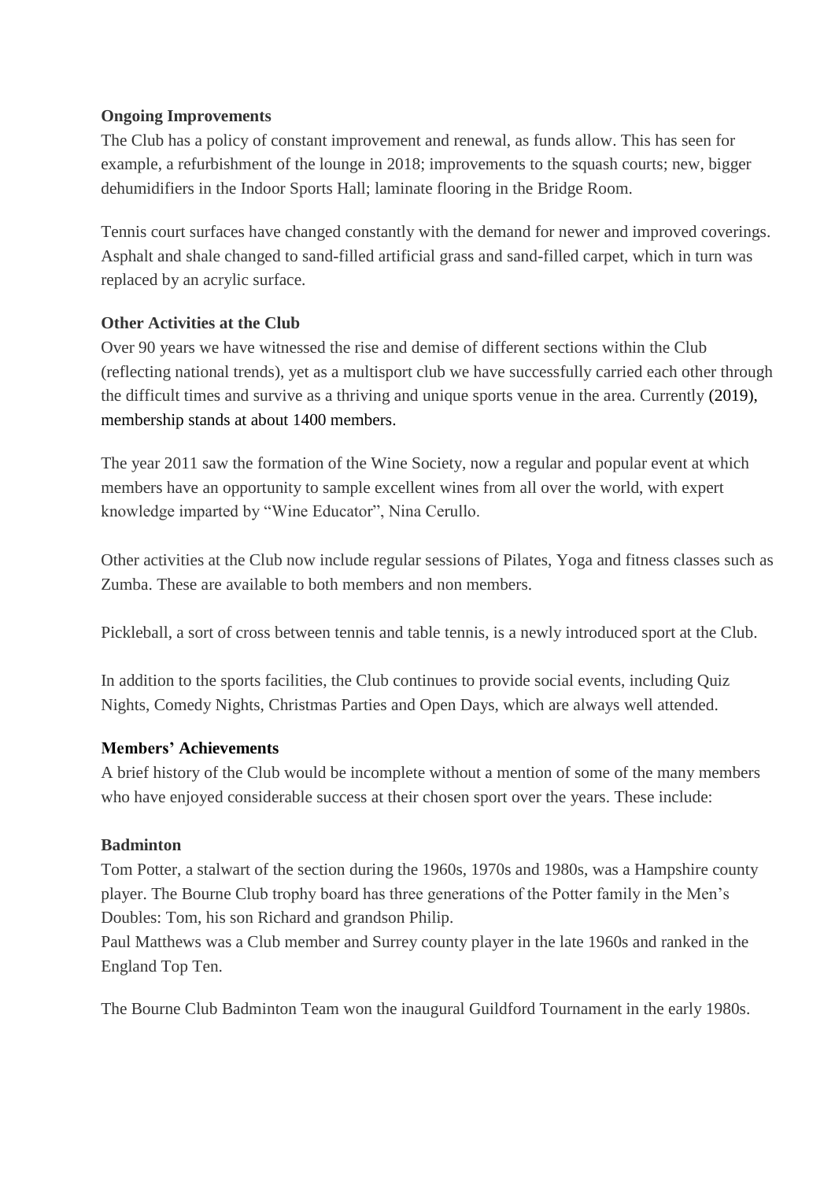**Ongoing Improvements**

The Club has a policy of constant improvement and renewal, as funds allow. This has seen for example, a refurbishment of the lounge in 2018; improvements to the squash courts; new, bigger dehumidifiers in the Indoor Sports Hall; laminate flooring in the Bridge Room.

Tennis court surfaces have changed constantly with the demand for newer and improved coverings. Asphalt and shale changed to sand-filled artificial grass and sand-filled carpet, which in turn was replaced by an acrylic surface.

**Other Activities at the Club**

Over 90 years we have witnessed the rise and demise of different sections within the Club (reflecting national trends), yet as a multisport club we have successfully carried each other through the difficult times and survive as a thriving and unique sports venue in the area. Currently (2019), membership stands at about 1400 members.

The year 2011 saw the formation of the Wine Society, now a regular and popular event at which members have an opportunity to sample excellent wines from all over the world, with expert knowledge imparted by "Wine Educator", Nina Cerullo.

Other activities at the Club now include regular sessions of Pilates, Yoga and fitness classes such as Zumba. These are available to both members and non members.

Pickleball, a sort of cross between tennis and table tennis, is a newly introduced sport at the Club.

In addition to the sports facilities, the Club continues to provide social events, including Quiz Nights, Comedy Nights, Christmas Parties and Open Days, which are always well attended.

**Members' Achievements**

A brief history of the Club would be incomplete without a mention of some of the many members who have enjoyed considerable success at their chosen sport over the years. These include:

**Badminton**

Tom Potter, a stalwart of the section during the 1960s, 1970s and 1980s, was a Hampshire county player. The Bourne Club trophy board has three generations of the Potter family in the Men's Doubles: Tom, his son Richard and grandson Philip.
Paul Matthews was a Club member and Surrey county player in the late 1960s and ranked in the England Top Ten.

The Bourne Club Badminton Team won the inaugural Guildford Tournament in the early 1980s.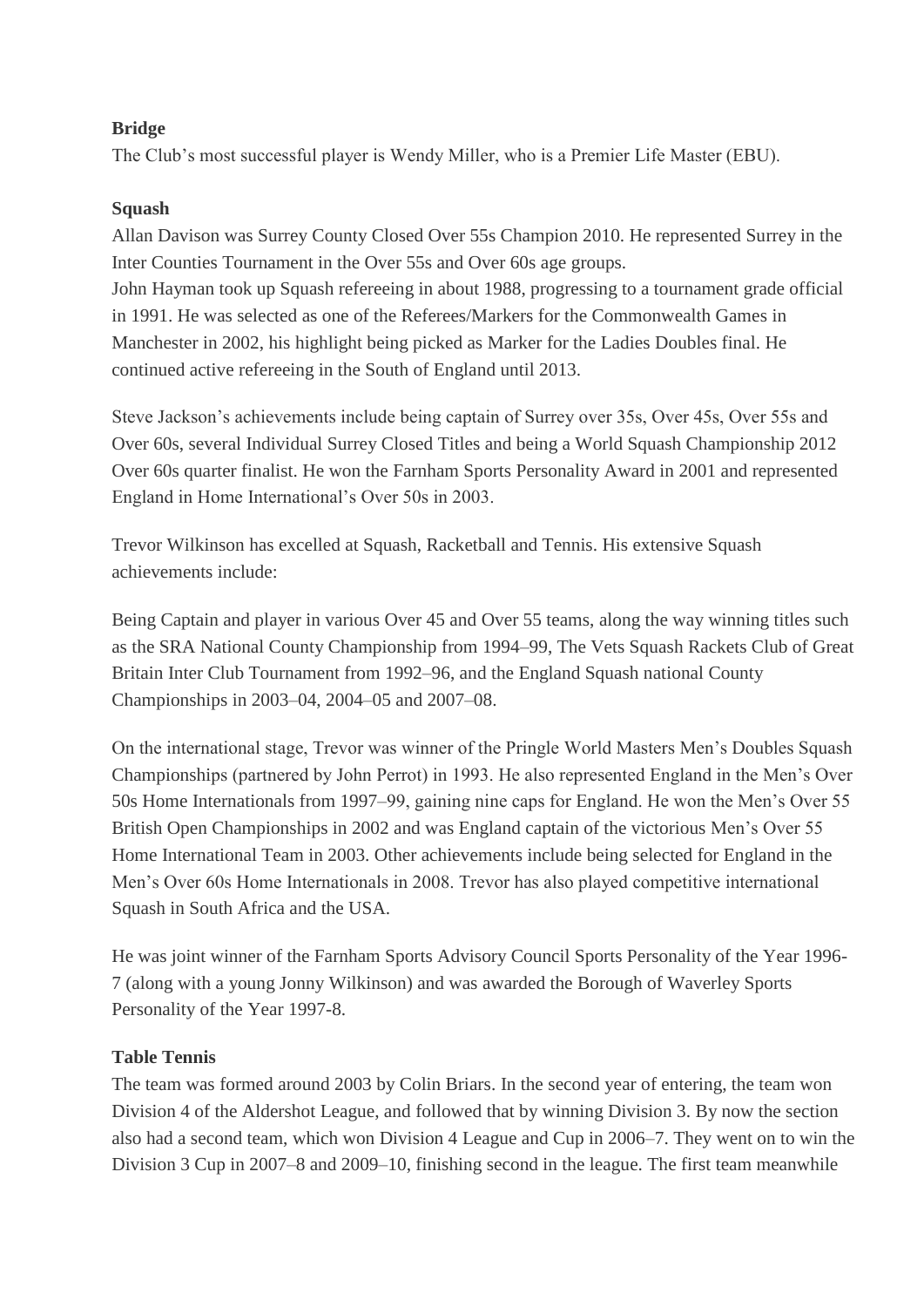**Bridge**

The Club's most successful player is Wendy Miller, who is a Premier Life Master (EBU).

**Squash**

Allan Davison was Surrey County Closed Over 55s Champion 2010. He represented Surrey in the Inter Counties Tournament in the Over 55s and Over 60s age groups.
John Hayman took up Squash refereeing in about 1988, progressing to a tournament grade official in 1991. He was selected as one of the Referees/Markers for the Commonwealth Games in Manchester in 2002, his highlight being picked as Marker for the Ladies Doubles final. He continued active refereeing in the South of England until 2013.

Steve Jackson's achievements include being captain of Surrey over 35s, Over 45s, Over 55s and Over 60s, several Individual Surrey Closed Titles and being a World Squash Championship 2012 Over 60s quarter finalist. He won the Farnham Sports Personality Award in 2001 and represented England in Home International's Over 50s in 2003.

Trevor Wilkinson has excelled at Squash, Racketball and Tennis. His extensive Squash achievements include:

Being Captain and player in various Over 45 and Over 55 teams, along the way winning titles such as the SRA National County Championship from 1994–99, The Vets Squash Rackets Club of Great Britain Inter Club Tournament from 1992–96, and the England Squash national County Championships in 2003–04, 2004–05 and 2007–08.

On the international stage, Trevor was winner of the Pringle World Masters Men's Doubles Squash Championships (partnered by John Perrot) in 1993. He also represented England in the Men's Over 50s Home Internationals from 1997–99, gaining nine caps for England. He won the Men's Over 55 British Open Championships in 2002 and was England captain of the victorious Men's Over 55 Home International Team in 2003. Other achievements include being selected for England in the Men's Over 60s Home Internationals in 2008. Trevor has also played competitive international Squash in South Africa and the USA.

He was joint winner of the Farnham Sports Advisory Council Sports Personality of the Year 1996-7 (along with a young Jonny Wilkinson) and was awarded the Borough of Waverley Sports Personality of the Year 1997-8.

**Table Tennis**

The team was formed around 2003 by Colin Briars. In the second year of entering, the team won Division 4 of the Aldershot League, and followed that by winning Division 3. By now the section also had a second team, which won Division 4 League and Cup in 2006–7. They went on to win the Division 3 Cup in 2007–8 and 2009–10, finishing second in the league. The first team meanwhile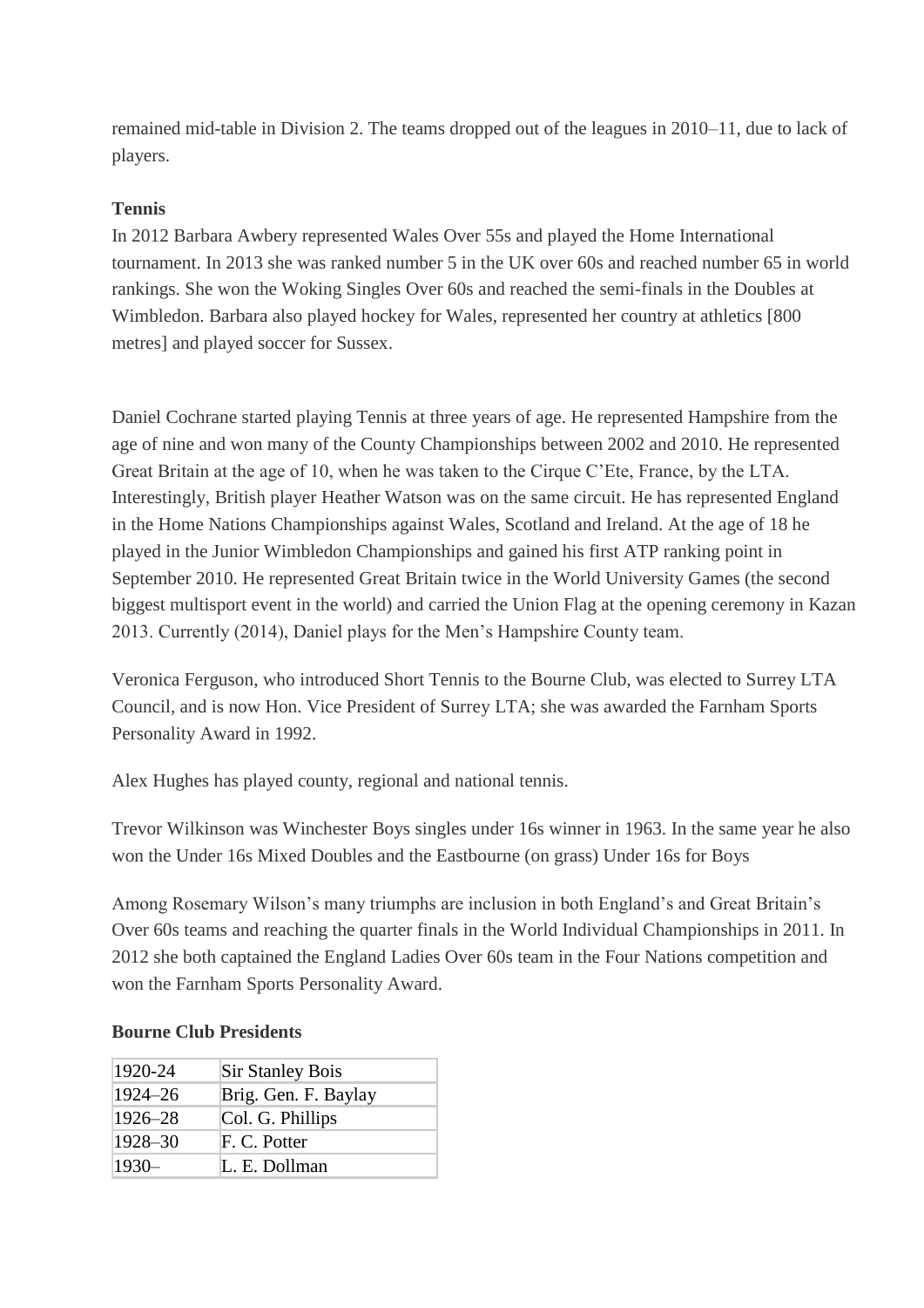remained mid-table in Division 2. The teams dropped out of the leagues in 2010–11, due to lack of players.

**Tennis**

In 2012 Barbara Awbery represented Wales Over 55s and played the Home International tournament. In 2013 she was ranked number 5 in the UK over 60s and reached number 65 in world rankings. She won the Woking Singles Over 60s and reached the semi-finals in the Doubles at Wimbledon. Barbara also played hockey for Wales, represented her country at athletics [800 metres] and played soccer for Sussex.

Daniel Cochrane started playing Tennis at three years of age. He represented Hampshire from the age of nine and won many of the County Championships between 2002 and 2010. He represented Great Britain at the age of 10, when he was taken to the Cirque C'Ete, France, by the LTA. Interestingly, British player Heather Watson was on the same circuit. He has represented England in the Home Nations Championships against Wales, Scotland and Ireland. At the age of 18 he played in the Junior Wimbledon Championships and gained his first ATP ranking point in September 2010. He represented Great Britain twice in the World University Games (the second biggest multisport event in the world) and carried the Union Flag at the opening ceremony in Kazan 2013. Currently (2014), Daniel plays for the Men's Hampshire County team.

Veronica Ferguson, who introduced Short Tennis to the Bourne Club, was elected to Surrey LTA Council, and is now Hon. Vice President of Surrey LTA; she was awarded the Farnham Sports Personality Award in 1992.

Alex Hughes has played county, regional and national tennis.

Trevor Wilkinson was Winchester Boys singles under 16s winner in 1963. In the same year he also won the Under 16s Mixed Doubles and the Eastbourne (on grass) Under 16s for Boys

Among Rosemary Wilson's many triumphs are inclusion in both England's and Great Britain's Over 60s teams and reaching the quarter finals in the World Individual Championships in 2011. In 2012 she both captained the England Ladies Over 60s team in the Four Nations competition and won the Farnham Sports Personality Award.

**Bourne Club Presidents**

| | |
|---|---|
| 1920-24 | Sir Stanley Bois |
| 1924–26 | Brig. Gen. F. Baylay |
| 1926–28 | Col. G. Phillips |
| 1928–30 | F. C. Potter |
| 1930– | L. E. Dollman |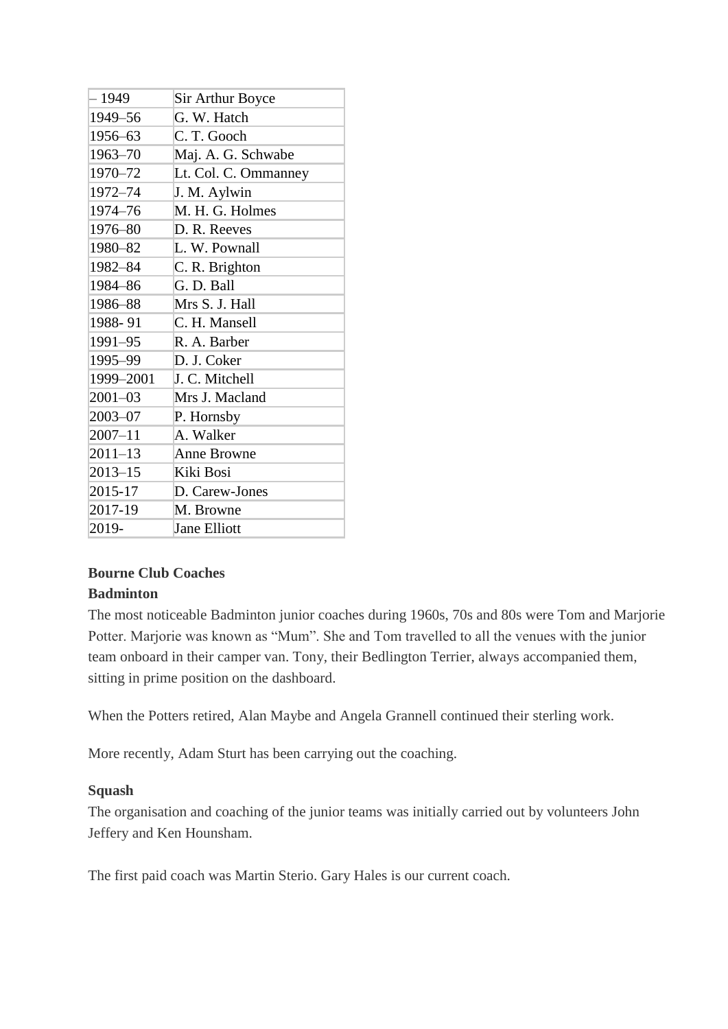| – 1949 | Sir Arthur Boyce |
|---|---|
| 1949–56 | G. W. Hatch |
| 1956–63 | C. T. Gooch |
| 1963–70 | Maj. A. G. Schwabe |
| 1970–72 | Lt. Col. C. Ommanney |
| 1972–74 | J. M. Aylwin |
| 1974–76 | M. H. G. Holmes |
| 1976–80 | D. R. Reeves |
| 1980–82 | L. W. Pownall |
| 1982–84 | C. R. Brighton |
| 1984–86 | G. D. Ball |
| 1986–88 | Mrs S. J. Hall |
| 1988- 91 | C. H. Mansell |
| 1991–95 | R. A. Barber |
| 1995–99 | D. J. Coker |
| 1999–2001 | J. C. Mitchell |
| 2001–03 | Mrs J. Macland |
| 2003–07 | P. Hornsby |
| 2007–11 | A. Walker |
| 2011–13 | Anne Browne |
| 2013–15 | Kiki Bosi |
| 2015-17 | D. Carew-Jones |
| 2017-19 | M. Browne |
| 2019- | Jane Elliott |

**Bourne Club Coaches**

**Badminton**

The most noticeable Badminton junior coaches during 1960s, 70s and 80s were Tom and Marjorie Potter. Marjorie was known as "Mum". She and Tom travelled to all the venues with the junior team onboard in their camper van. Tony, their Bedlington Terrier, always accompanied them, sitting in prime position on the dashboard.

When the Potters retired, Alan Maybe and Angela Grannell continued their sterling work.

More recently, Adam Sturt has been carrying out the coaching.

**Squash**

The organisation and coaching of the junior teams was initially carried out by volunteers John Jeffery and Ken Hounsham.

The first paid coach was Martin Sterio. Gary Hales is our current coach.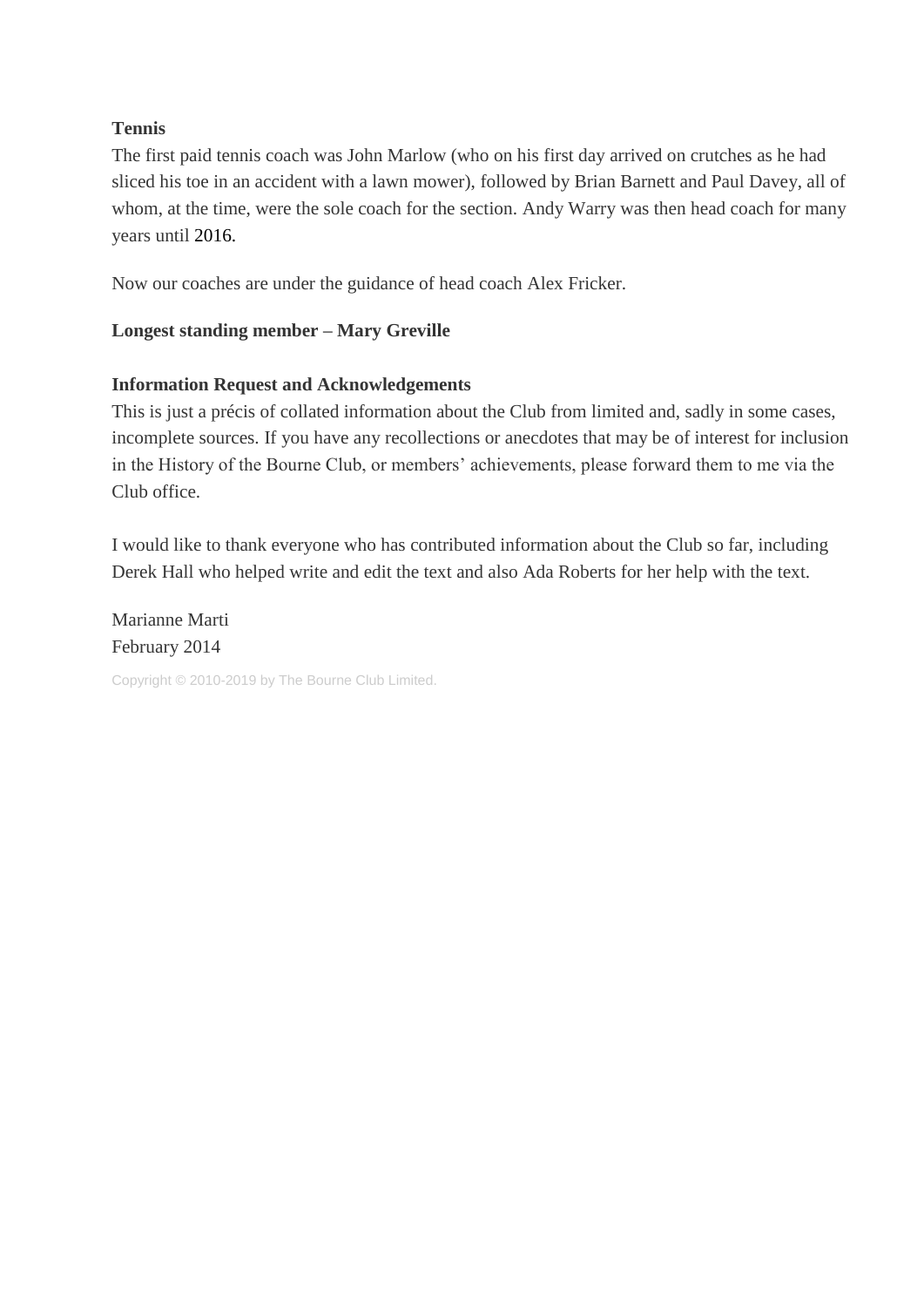**Tennis**

The first paid tennis coach was John Marlow (who on his first day arrived on crutches as he had sliced his toe in an accident with a lawn mower), followed by Brian Barnett and Paul Davey, all of whom, at the time, were the sole coach for the section. Andy Warry was then head coach for many years until 2016.

Now our coaches are under the guidance of head coach Alex Fricker.

**Longest standing member – Mary Greville**

**Information Request and Acknowledgements**

This is just a précis of collated information about the Club from limited and, sadly in some cases, incomplete sources. If you have any recollections or anecdotes that may be of interest for inclusion in the History of the Bourne Club, or members' achievements, please forward them to me via the Club office.

I would like to thank everyone who has contributed information about the Club so far, including Derek Hall who helped write and edit the text and also Ada Roberts for her help with the text.

Marianne Marti
February 2014

Copyright © 2010-2019 by The Bourne Club Limited.